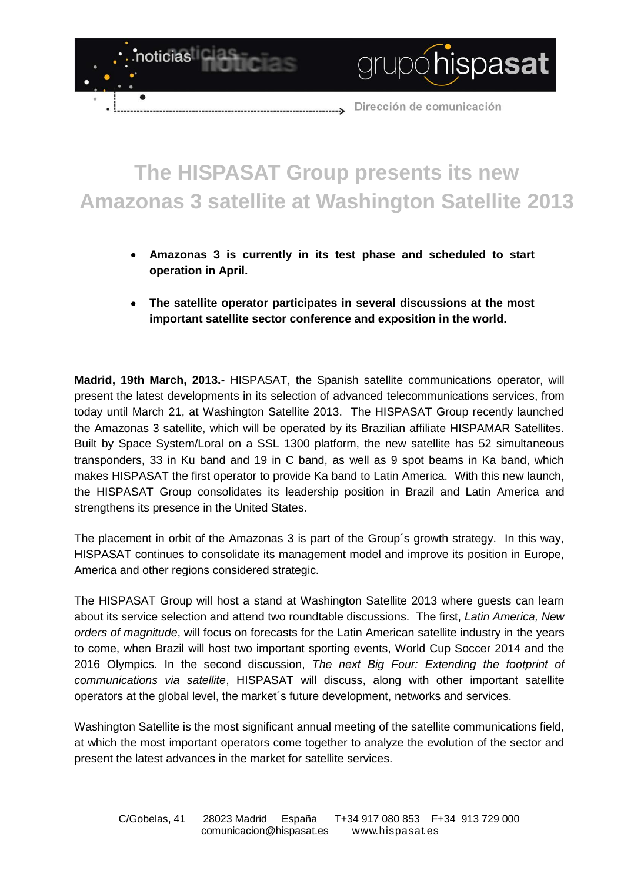# The HISPASAT Group presents its new Amazonas 3 satellite at Washington Satellite 2013

- **Amazonas 3 is currently in its test phase and scheduled to start operation in April.**
- **The satellite operator participates in several discussions at the most important satellite sector conference and exposition in the world.**

**Madrid, 19th March, 2013.-** HISPASAT, the Spanish satellite communications operator, will present the latest developments in its selection of advanced telecommunications services, from today until March 21, at Washington Satellite 2013. The HISPASAT Group recently launched the Amazonas 3 satellite, which will be operated by its Brazilian affiliate HISPAMAR Satellites. Built by Space System/Loral on a SSL 1300 platform, the new satellite has 52 simultaneous transponders, 33 in Ku band and 19 in C band, as well as 9 spot beams in Ka band, which makes HISPASAT the first operator to provide Ka band to Latin America. With this new launch, the HISPASAT Group consolidates its leadership position in Brazil and Latin America and strengthens its presence in the United States.

The placement in orbit of the Amazonas 3 is part of the Group´s growth strategy. In this way, HISPASAT continues to consolidate its management model and improve its position in Europe, America and other regions considered strategic.

The HISPASAT Group will host a stand at Washington Satellite 2013 where guests can learn about its service selection and attend two roundtable discussions. The first, *Latin America, New orders of magnitude*, will focus on forecasts for the Latin American satellite industry in the years to come, when Brazil will host two important sporting events, World Cup Soccer 2014 and the 2016 Olympics. In the second discussion, *The next Big Four: Extending the footprint of communications via satellite*, HISPASAT will discuss, along with other important satellite operators at the global level, the market´s future development, networks and services.

Washington Satellite is the most significant annual meeting of the satellite communications field, at which the most important operators come together to analyze the evolution of the sector and present the latest advances in the market for satellite services.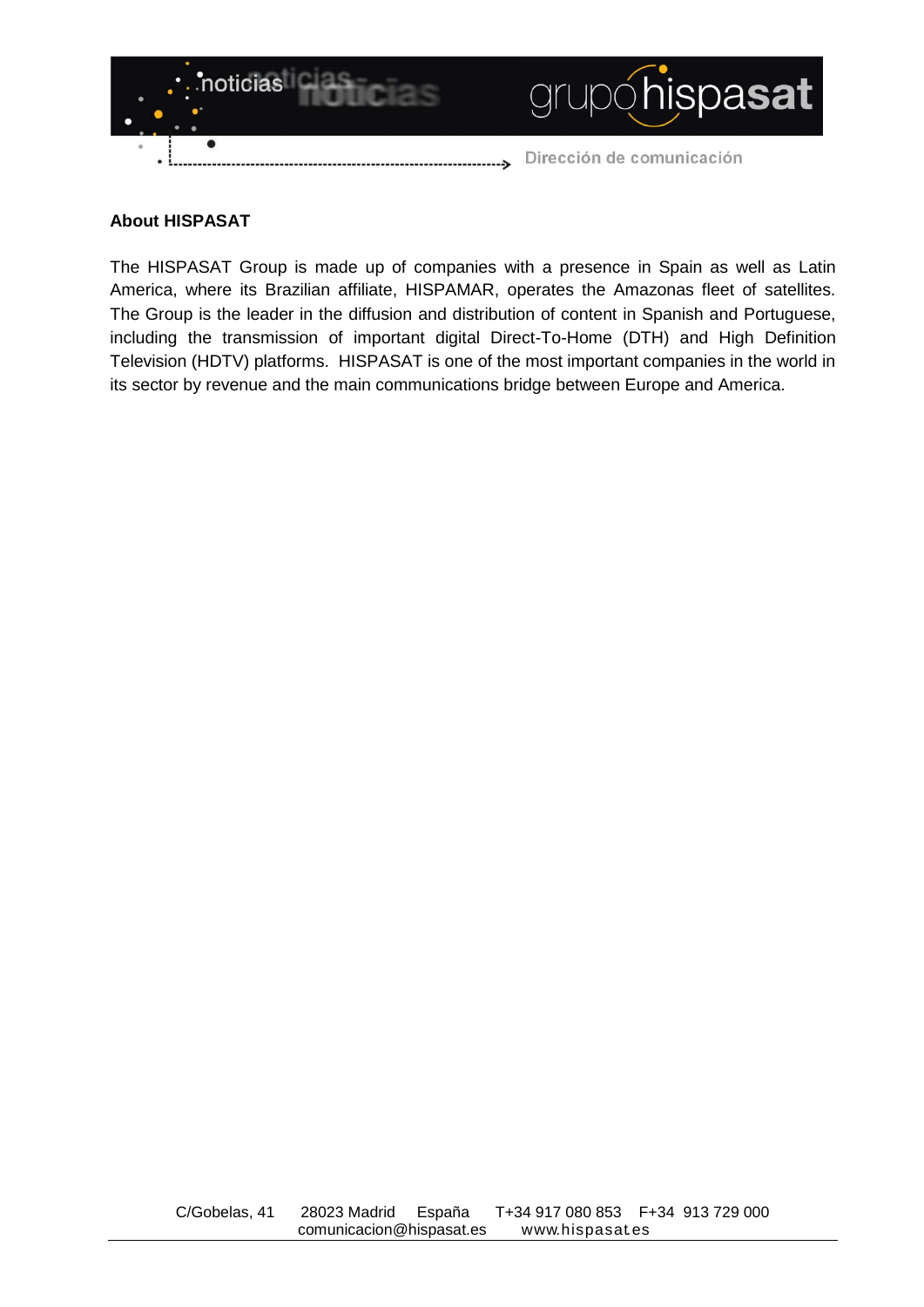**About HISPASAT**

The HISPASAT Group is made up of companies with a presence in Spain as well as Latin America, where its Brazilian affiliate, HISPAMAR, operates the Amazonas fleet of satellites. The Group is the leader in the diffusion and distribution of content in Spanish and Portuguese, including the transmission of important digital Direct-To-Home (DTH) and High Definition Television (HDTV) platforms. HISPASAT is one of the most important companies in the world in its sector by revenue and the main communications bridge between Europe and America.